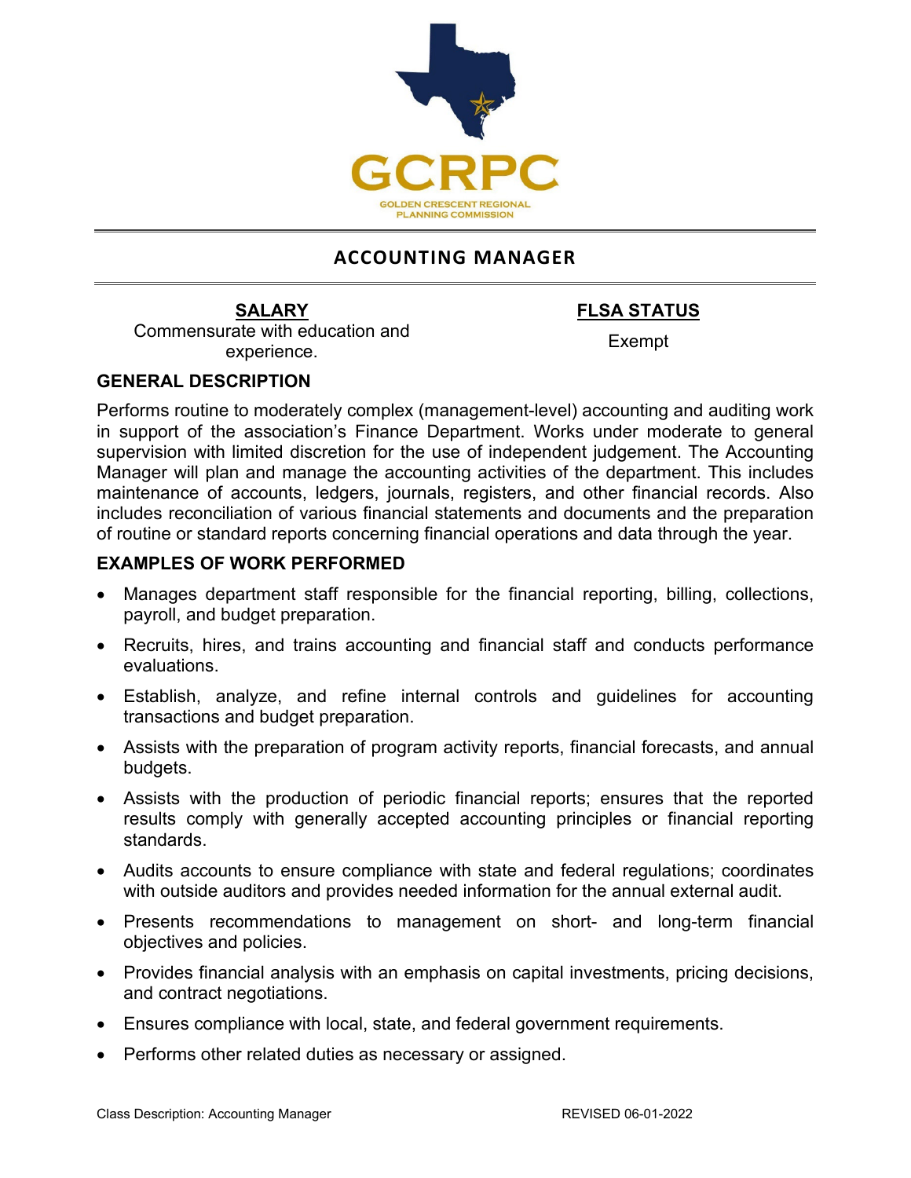GCRPC

GOLDEN CRESCENT REGIONAL PLANNING COMMISSION

# ACCOUNTING MANAGER

**SALARY**

Commensurate with education and experience.

**FLSA STATUS**

Exempt

## GENERAL DESCRIPTION

Performs routine to moderately complex (management-level) accounting and auditing work in support of the association's Finance Department. Works under moderate to general supervision with limited discretion for the use of independent judgement. The Accounting Manager will plan and manage the accounting activities of the department. This includes maintenance of accounts, ledgers, journals, registers, and other financial records. Also includes reconciliation of various financial statements and documents and the preparation of routine or standard reports concerning financial operations and data through the year.

## EXAMPLES OF WORK PERFORMED

- Manages department staff responsible for the financial reporting, billing, collections, payroll, and budget preparation.
- Recruits, hires, and trains accounting and financial staff and conducts performance evaluations.
- Establish, analyze, and refine internal controls and guidelines for accounting transactions and budget preparation.
- Assists with the preparation of program activity reports, financial forecasts, and annual budgets.
- Assists with the production of periodic financial reports; ensures that the reported results comply with generally accepted accounting principles or financial reporting standards.
- Audits accounts to ensure compliance with state and federal regulations; coordinates with outside auditors and provides needed information for the annual external audit.
- Presents recommendations to management on short- and long-term financial objectives and policies.
- Provides financial analysis with an emphasis on capital investments, pricing decisions, and contract negotiations.
- Ensures compliance with local, state, and federal government requirements.
- Performs other related duties as necessary or assigned.

Class Description: Accounting Manager REVISED 06-01-2022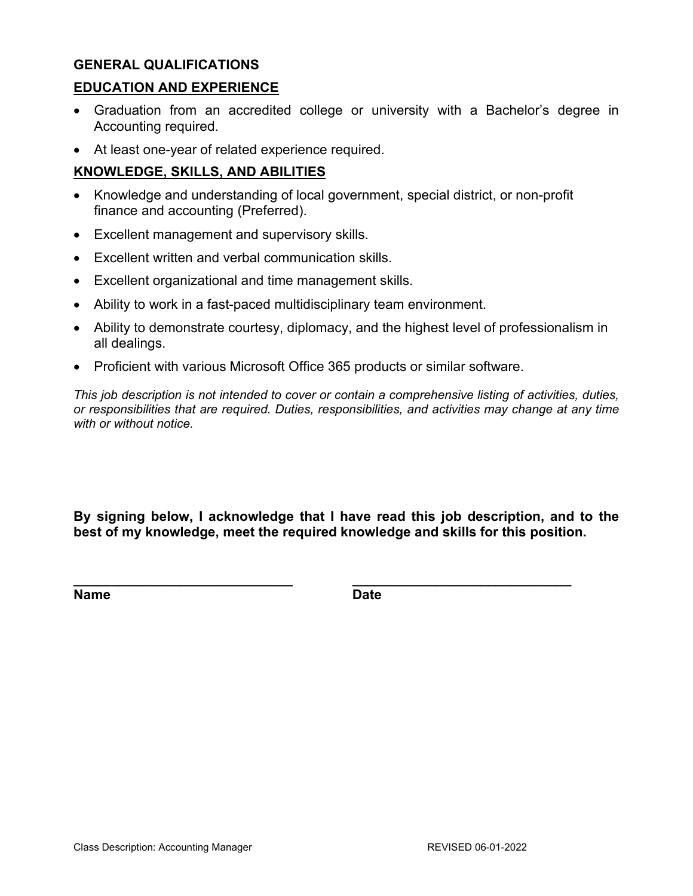**GENERAL QUALIFICATIONS**

## EDUCATION AND EXPERIENCE

- Graduation from an accredited college or university with a Bachelor's degree in Accounting required.
- At least one-year of related experience required.

## KNOWLEDGE, SKILLS, AND ABILITIES

- Knowledge and understanding of local government, special district, or non-profit finance and accounting (Preferred).
- Excellent management and supervisory skills.
- Excellent written and verbal communication skills.
- Excellent organizational and time management skills.
- Ability to work in a fast-paced multidisciplinary team environment.
- Ability to demonstrate courtesy, diplomacy, and the highest level of professionalism in all dealings.
- Proficient with various Microsoft Office 365 products or similar software.

*This job description is not intended to cover or contain a comprehensive listing of activities, duties, or responsibilities that are required. Duties, responsibilities, and activities may change at any time with or without notice.*

**By signing below, I acknowledge that I have read this job description, and to the best of my knowledge, meet the required knowledge and skills for this position.**

______________________________ &nbsp;&nbsp;&nbsp;&nbsp;&nbsp;&nbsp; ______________________________

**Name** &nbsp;&nbsp;&nbsp;&nbsp;&nbsp;&nbsp;&nbsp;&nbsp;&nbsp;&nbsp;&nbsp;&nbsp;&nbsp;&nbsp;&nbsp;&nbsp;&nbsp;&nbsp;&nbsp;&nbsp;&nbsp;&nbsp;&nbsp;&nbsp;&nbsp;&nbsp;&nbsp;&nbsp;&nbsp;&nbsp; **Date**

Class Description: Accounting Manager &nbsp;&nbsp;&nbsp;&nbsp;&nbsp;&nbsp;&nbsp;&nbsp;&nbsp;&nbsp;&nbsp;&nbsp; REVISED 06-01-2022